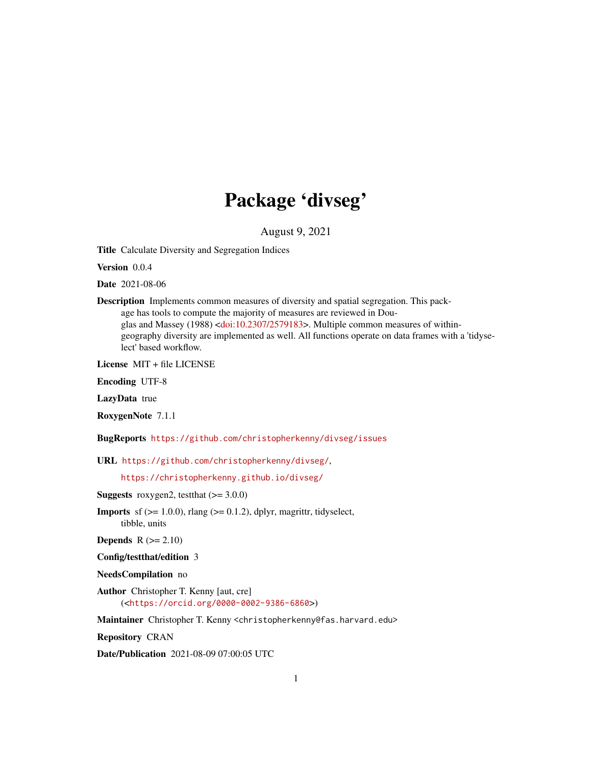# Package 'divseg'

August 9, 2021

**Title** Calculate Diversity and Segregation Indices

**Version** 0.0.4

**Date** 2021-08-06

**Description** Implements common measures of diversity and spatial segregation. This package has tools to compute the majority of measures are reviewed in Douglas and Massey (1988) <doi:10.2307/2579183>. Multiple common measures of within-geography diversity are implemented as well. All functions operate on data frames with a 'tidyselect' based workflow.

**License** MIT + file LICENSE

**Encoding** UTF-8

**LazyData** true

**RoxygenNote** 7.1.1

**BugReports** https://github.com/christopherkenny/divseg/issues

**URL** https://github.com/christopherkenny/divseg/,
https://christopherkenny.github.io/divseg/

**Suggests** roxygen2, testthat (>= 3.0.0)

**Imports** sf (>= 1.0.0), rlang (>= 0.1.2), dplyr, magrittr, tidyselect, tibble, units

**Depends** R (>= 2.10)

**Config/testthat/edition** 3

**NeedsCompilation** no

**Author** Christopher T. Kenny [aut, cre] (<https://orcid.org/0000-0002-9386-6860>)

**Maintainer** Christopher T. Kenny <christopherkenny@fas.harvard.edu>

**Repository** CRAN

**Date/Publication** 2021-08-09 07:00:05 UTC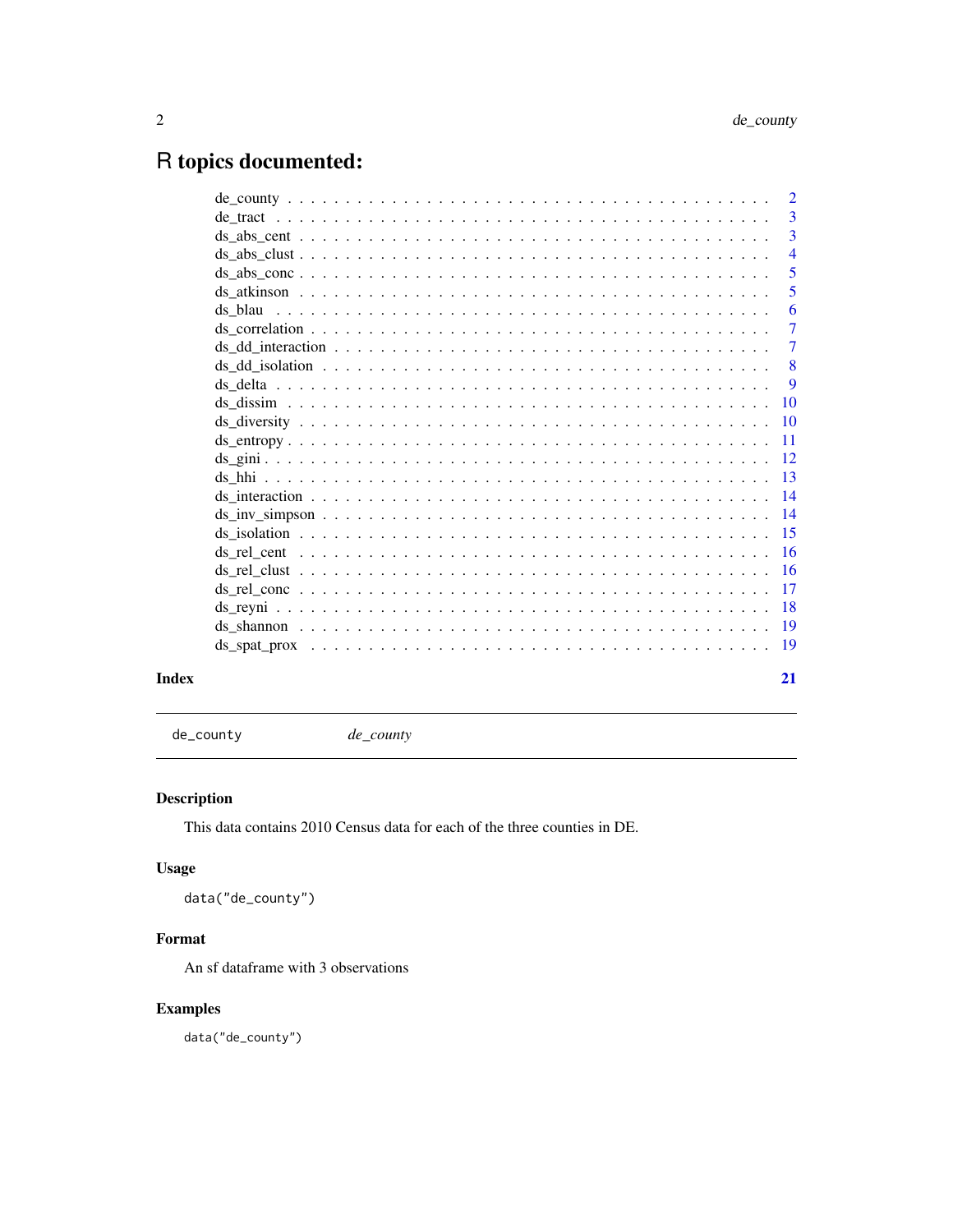# R topics documented:

| | |
|---|---|
| de_county | 2 |
| de_tract | 3 |
| ds_abs_cent | 3 |
| ds_abs_clust | 4 |
| ds_abs_conc | 5 |
| ds_atkinson | 5 |
| ds_blau | 6 |
| ds_correlation | 7 |
| ds_dd_interaction | 7 |
| ds_dd_isolation | 8 |
| ds_delta | 9 |
| ds_dissim | 10 |
| ds_diversity | 10 |
| ds_entropy | 11 |
| ds_gini | 12 |
| ds_hhi | 13 |
| ds_interaction | 14 |
| ds_inv_simpson | 14 |
| ds_isolation | 15 |
| ds_rel_cent | 16 |
| ds_rel_clust | 16 |
| ds_rel_conc | 17 |
| ds_reyni | 18 |
| ds_shannon | 19 |
| ds_spat_prox | 19 |
| **Index** | **21** |

---

`de_county` *de_county*

---

### Description

This data contains 2010 Census data for each of the three counties in DE.

### Usage

```
data("de_county")
```

### Format

An sf dataframe with 3 observations

### Examples

```
data("de_county")
```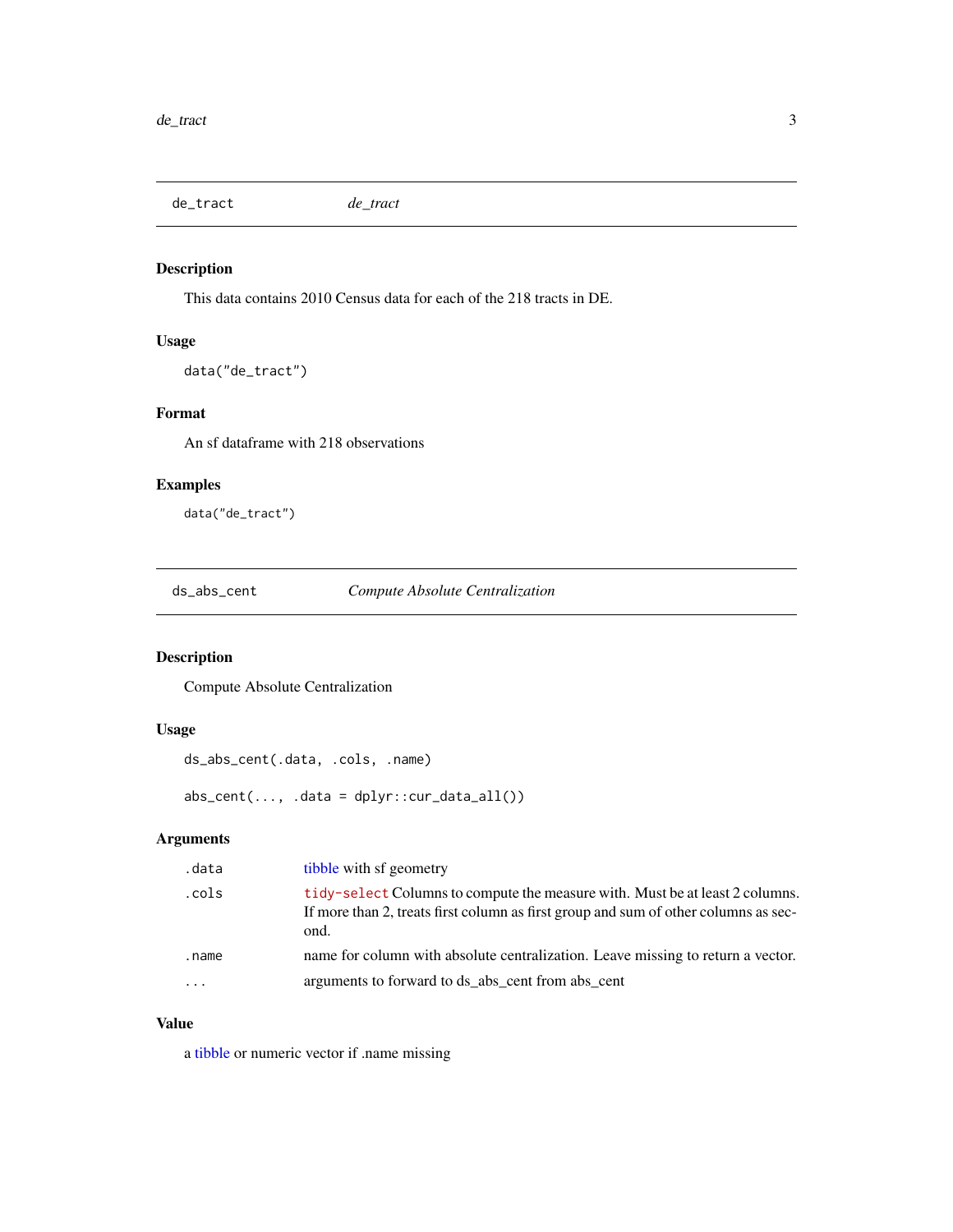## de_tract — *de_tract*

### Description

This data contains 2010 Census data for each of the 218 tracts in DE.

### Usage

```
data("de_tract")
```

### Format

An sf dataframe with 218 observations

### Examples

```
data("de_tract")
```

## ds_abs_cent — *Compute Absolute Centralization*

### Description

Compute Absolute Centralization

### Usage

```
ds_abs_cent(.data, .cols, .name)

abs_cent(..., .data = dplyr::cur_data_all())
```

### Arguments

| | |
|---|---|
| `.data` | tibble with sf geometry |
| `.cols` | `tidy-select` Columns to compute the measure with. Must be at least 2 columns. If more than 2, treats first column as first group and sum of other columns as second. |
| `.name` | name for column with absolute centralization. Leave missing to return a vector. |
| `...` | arguments to forward to ds_abs_cent from abs_cent |

### Value

a tibble or numeric vector if .name missing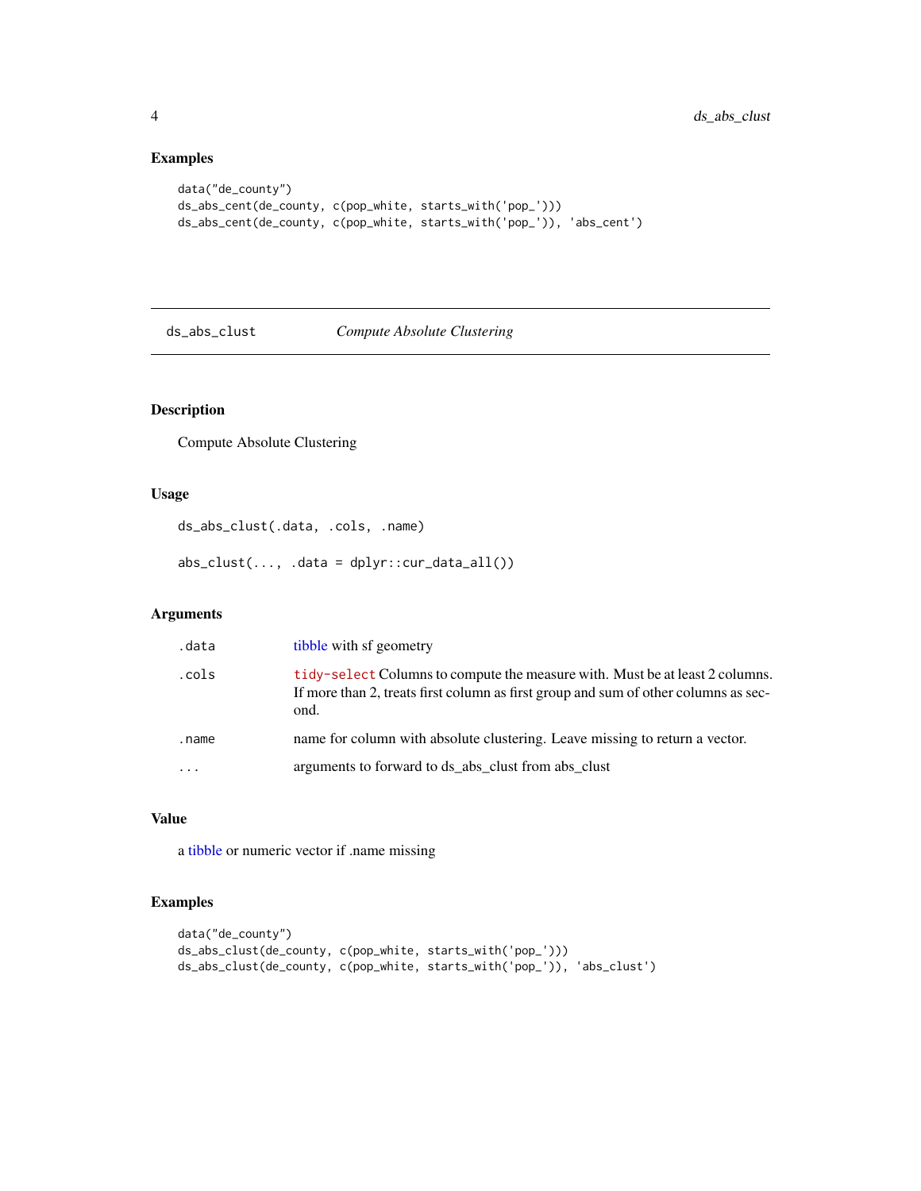## Examples

```
data("de_county")
ds_abs_cent(de_county, c(pop_white, starts_with('pop_')))
ds_abs_cent(de_county, c(pop_white, starts_with('pop_')), 'abs_cent')
```

---

# ds_abs_clust — *Compute Absolute Clustering*

---

## Description

Compute Absolute Clustering

## Usage

```
ds_abs_clust(.data, .cols, .name)

abs_clust(..., .data = dplyr::cur_data_all())
```

## Arguments

| | |
|---|---|
| .data | tibble with sf geometry |
| .cols | tidy-select Columns to compute the measure with. Must be at least 2 columns. If more than 2, treats first column as first group and sum of other columns as second. |
| .name | name for column with absolute clustering. Leave missing to return a vector. |
| ... | arguments to forward to ds_abs_clust from abs_clust |

## Value

a tibble or numeric vector if .name missing

## Examples

```
data("de_county")
ds_abs_clust(de_county, c(pop_white, starts_with('pop_')))
ds_abs_clust(de_county, c(pop_white, starts_with('pop_')), 'abs_clust')
```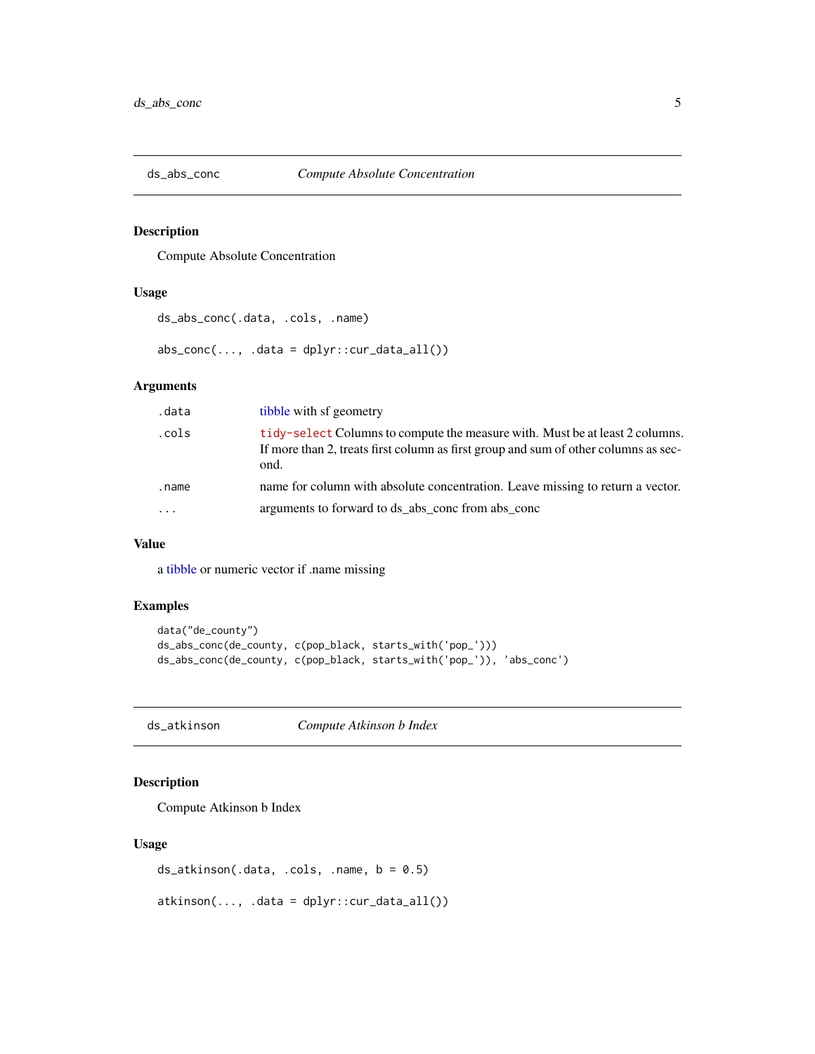## `ds_abs_conc` *Compute Absolute Concentration*

### Description

Compute Absolute Concentration

### Usage

```
ds_abs_conc(.data, .cols, .name)

abs_conc(..., .data = dplyr::cur_data_all())
```

### Arguments

| | |
|---|---|
| `.data` | tibble with sf geometry |
| `.cols` | `tidy-select` Columns to compute the measure with. Must be at least 2 columns. If more than 2, treats first column as first group and sum of other columns as second. |
| `.name` | name for column with absolute concentration. Leave missing to return a vector. |
| `...` | arguments to forward to ds_abs_conc from abs_conc |

### Value

a tibble or numeric vector if .name missing

### Examples

```
data("de_county")
ds_abs_conc(de_county, c(pop_black, starts_with('pop_')))
ds_abs_conc(de_county, c(pop_black, starts_with('pop_')), 'abs_conc')
```

## `ds_atkinson` *Compute Atkinson b Index*

### Description

Compute Atkinson b Index

### Usage

```
ds_atkinson(.data, .cols, .name, b = 0.5)

atkinson(..., .data = dplyr::cur_data_all())
```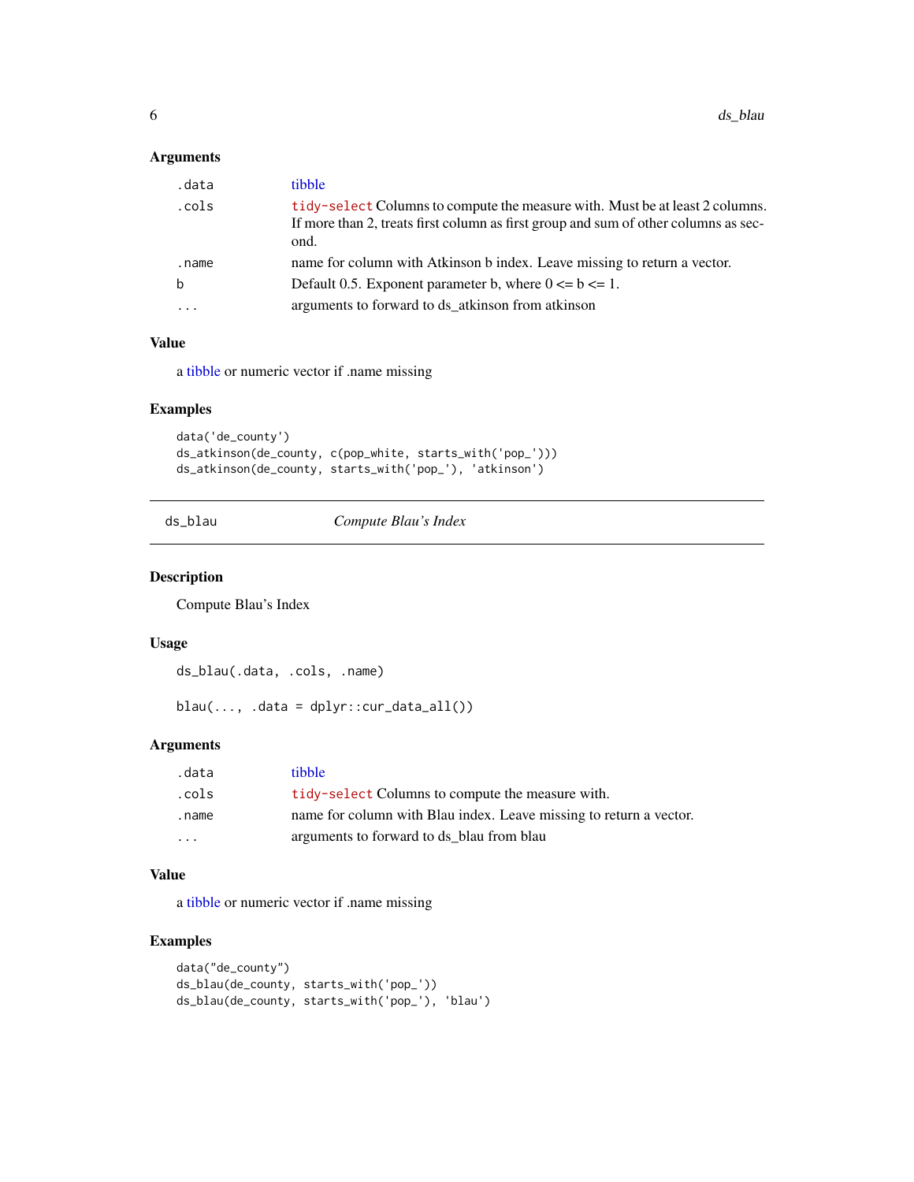### Arguments

| | |
|---|---|
| .data | tibble |
| .cols | tidy-select Columns to compute the measure with. Must be at least 2 columns. If more than 2, treats first column as first group and sum of other columns as second. |
| .name | name for column with Atkinson b index. Leave missing to return a vector. |
| b | Default 0.5. Exponent parameter b, where 0 <= b <= 1. |
| ... | arguments to forward to ds_atkinson from atkinson |

### Value

a tibble or numeric vector if .name missing

### Examples

```
data('de_county')
ds_atkinson(de_county, c(pop_white, starts_with('pop_')))
ds_atkinson(de_county, starts_with('pop_'), 'atkinson')
```

---

## ds_blau — *Compute Blau's Index*

### Description

Compute Blau's Index

### Usage

```
ds_blau(.data, .cols, .name)

blau(..., .data = dplyr::cur_data_all())
```

### Arguments

| | |
|---|---|
| .data | tibble |
| .cols | tidy-select Columns to compute the measure with. |
| .name | name for column with Blau index. Leave missing to return a vector. |
| ... | arguments to forward to ds_blau from blau |

### Value

a tibble or numeric vector if .name missing

### Examples

```
data("de_county")
ds_blau(de_county, starts_with('pop_'))
ds_blau(de_county, starts_with('pop_'), 'blau')
```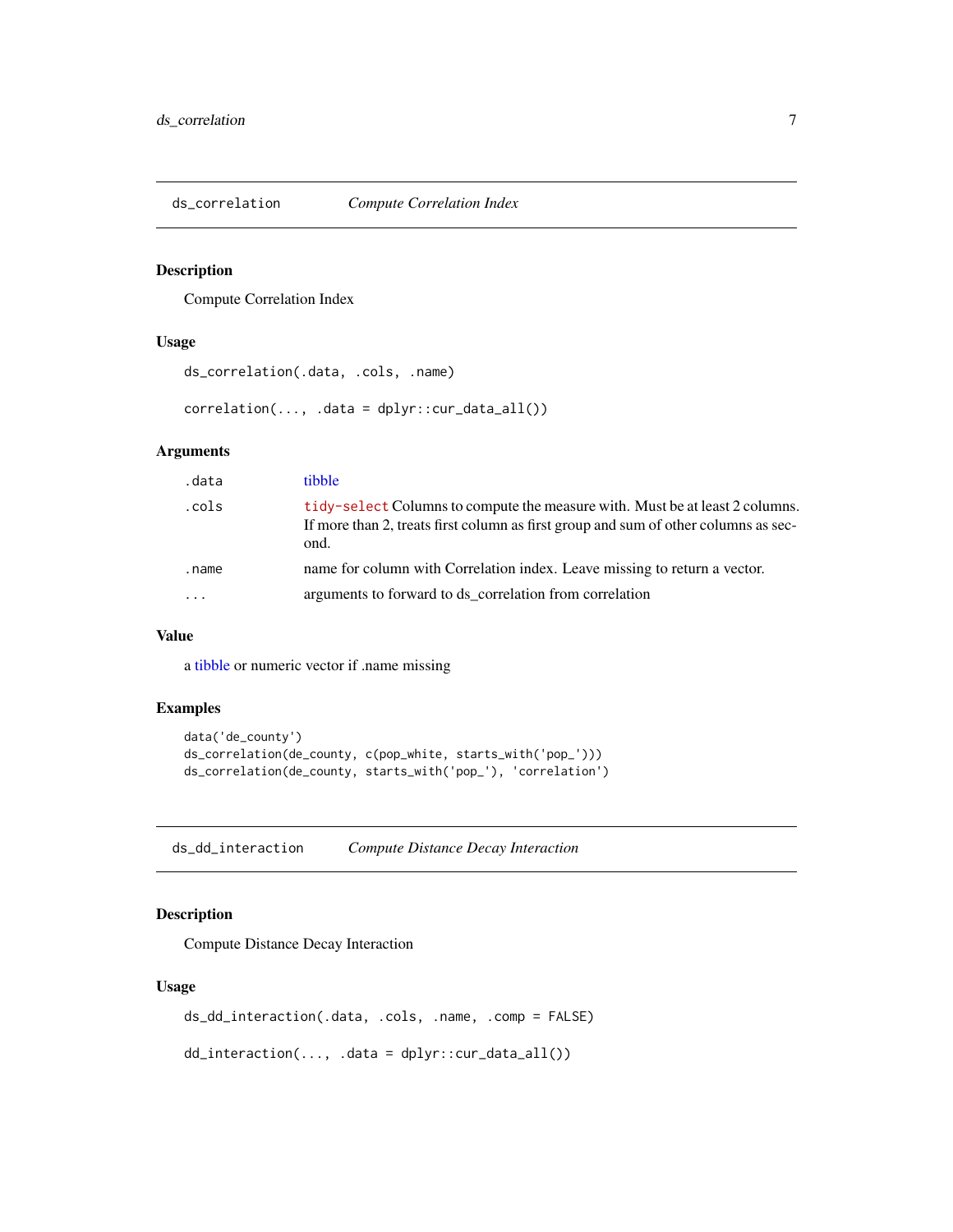## ds_correlation — *Compute Correlation Index*

### Description

Compute Correlation Index

### Usage

```
ds_correlation(.data, .cols, .name)

correlation(..., .data = dplyr::cur_data_all())
```

### Arguments

| | |
|---|---|
| .data | tibble |
| .cols | tidy-select Columns to compute the measure with. Must be at least 2 columns. If more than 2, treats first column as first group and sum of other columns as second. |
| .name | name for column with Correlation index. Leave missing to return a vector. |
| ... | arguments to forward to ds_correlation from correlation |

### Value

a tibble or numeric vector if .name missing

### Examples

```
data('de_county')
ds_correlation(de_county, c(pop_white, starts_with('pop_')))
ds_correlation(de_county, starts_with('pop_'), 'correlation')
```

## ds_dd_interaction — *Compute Distance Decay Interaction*

### Description

Compute Distance Decay Interaction

### Usage

```
ds_dd_interaction(.data, .cols, .name, .comp = FALSE)

dd_interaction(..., .data = dplyr::cur_data_all())
```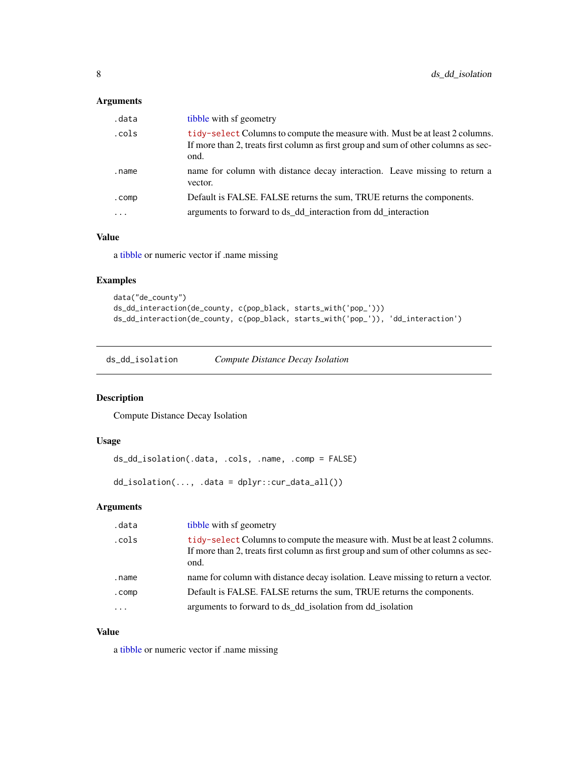### Arguments

| | |
|---|---|
| `.data` | tibble with sf geometry |
| `.cols` | `tidy-select` Columns to compute the measure with. Must be at least 2 columns. If more than 2, treats first column as first group and sum of other columns as second. |
| `.name` | name for column with distance decay interaction. Leave missing to return a vector. |
| `.comp` | Default is FALSE. FALSE returns the sum, TRUE returns the components. |
| `...` | arguments to forward to ds_dd_interaction from dd_interaction |

### Value

a tibble or numeric vector if .name missing

### Examples

```
data("de_county")
ds_dd_interaction(de_county, c(pop_black, starts_with('pop_')))
ds_dd_interaction(de_county, c(pop_black, starts_with('pop_')), 'dd_interaction')
```

---

## ds_dd_isolation — *Compute Distance Decay Isolation*

---

### Description

Compute Distance Decay Isolation

### Usage

```
ds_dd_isolation(.data, .cols, .name, .comp = FALSE)

dd_isolation(..., .data = dplyr::cur_data_all())
```

### Arguments

| | |
|---|---|
| `.data` | tibble with sf geometry |
| `.cols` | `tidy-select` Columns to compute the measure with. Must be at least 2 columns. If more than 2, treats first column as first group and sum of other columns as second. |
| `.name` | name for column with distance decay isolation. Leave missing to return a vector. |
| `.comp` | Default is FALSE. FALSE returns the sum, TRUE returns the components. |
| `...` | arguments to forward to ds_dd_isolation from dd_isolation |

### Value

a tibble or numeric vector if .name missing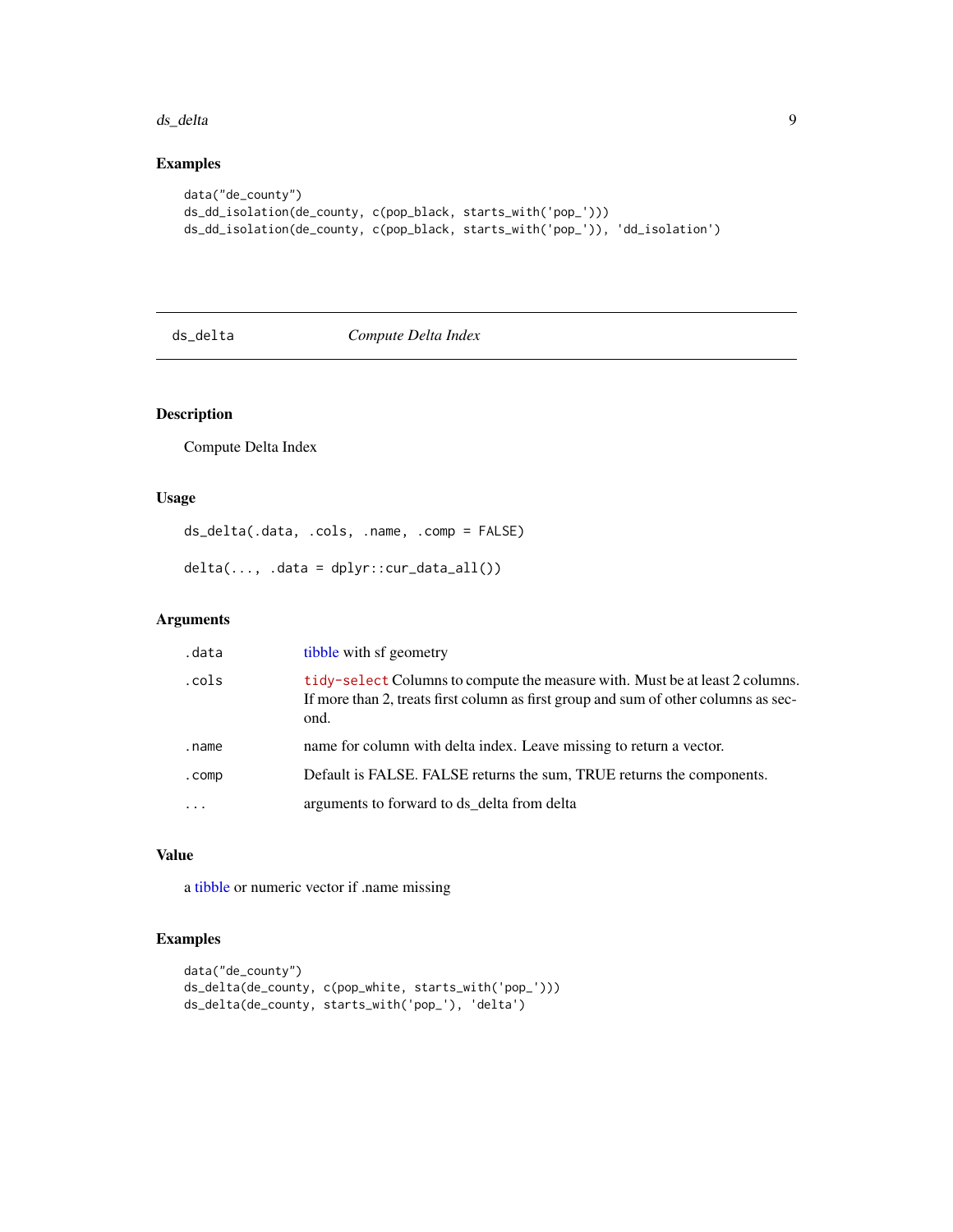## Examples

```
data("de_county")
ds_dd_isolation(de_county, c(pop_black, starts_with('pop_')))
ds_dd_isolation(de_county, c(pop_black, starts_with('pop_')), 'dd_isolation')
```

---

# ds_delta &nbsp;&nbsp;&nbsp;&nbsp; *Compute Delta Index*

---

## Description

Compute Delta Index

## Usage

```
ds_delta(.data, .cols, .name, .comp = FALSE)

delta(..., .data = dplyr::cur_data_all())
```

## Arguments

| | |
|---|---|
| `.data` | tibble with sf geometry |
| `.cols` | `tidy-select` Columns to compute the measure with. Must be at least 2 columns. If more than 2, treats first column as first group and sum of other columns as second. |
| `.name` | name for column with delta index. Leave missing to return a vector. |
| `.comp` | Default is FALSE. FALSE returns the sum, TRUE returns the components. |
| `...` | arguments to forward to ds_delta from delta |

## Value

a tibble or numeric vector if .name missing

## Examples

```
data("de_county")
ds_delta(de_county, c(pop_white, starts_with('pop_')))
ds_delta(de_county, starts_with('pop_'), 'delta')
```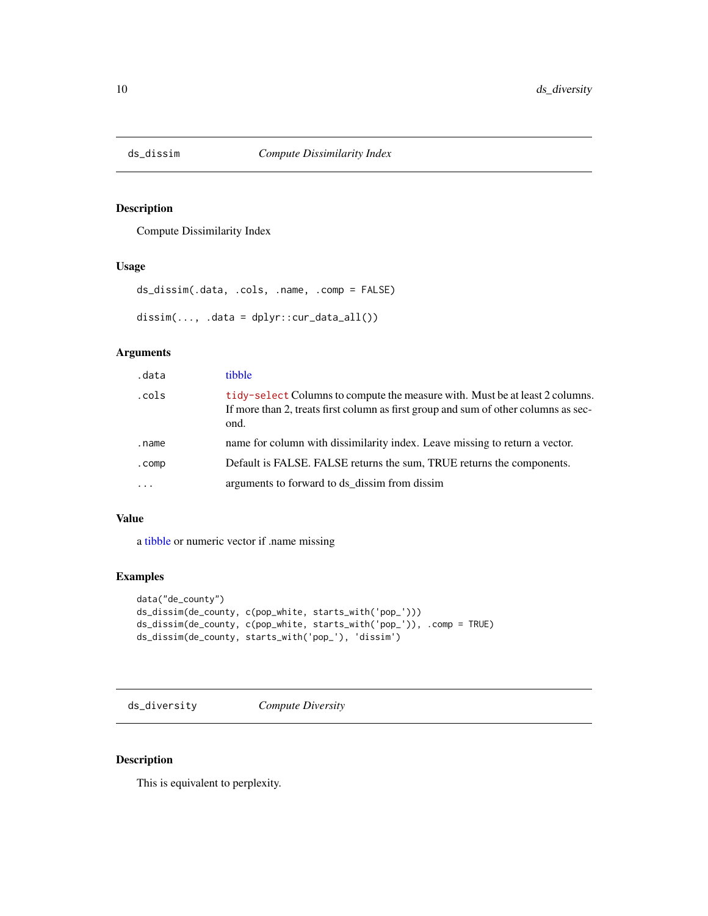## ds_dissim — *Compute Dissimilarity Index*

### Description

Compute Dissimilarity Index

### Usage

```
ds_dissim(.data, .cols, .name, .comp = FALSE)

dissim(..., .data = dplyr::cur_data_all())
```

### Arguments

| | |
|---|---|
| `.data` | tibble |
| `.cols` | `tidy-select` Columns to compute the measure with. Must be at least 2 columns. If more than 2, treats first column as first group and sum of other columns as second. |
| `.name` | name for column with dissimilarity index. Leave missing to return a vector. |
| `.comp` | Default is FALSE. FALSE returns the sum, TRUE returns the components. |
| `...` | arguments to forward to ds_dissim from dissim |

### Value

a tibble or numeric vector if .name missing

### Examples

```
data("de_county")
ds_dissim(de_county, c(pop_white, starts_with('pop_')))
ds_dissim(de_county, c(pop_white, starts_with('pop_')), .comp = TRUE)
ds_dissim(de_county, starts_with('pop_'), 'dissim')
```

## ds_diversity — *Compute Diversity*

### Description

This is equivalent to perplexity.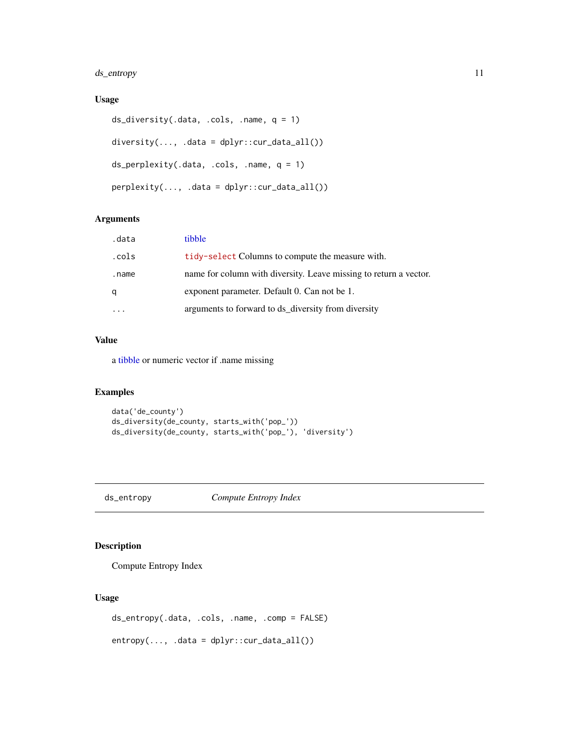### Usage

```
ds_diversity(.data, .cols, .name, q = 1)

diversity(..., .data = dplyr::cur_data_all())

ds_perplexity(.data, .cols, .name, q = 1)

perplexity(..., .data = dplyr::cur_data_all())
```

### Arguments

| | |
|---|---|
| `.data` | tibble |
| `.cols` | `tidy-select` Columns to compute the measure with. |
| `.name` | name for column with diversity. Leave missing to return a vector. |
| `q` | exponent parameter. Default 0. Can not be 1. |
| `...` | arguments to forward to ds_diversity from diversity |

### Value

a tibble or numeric vector if .name missing

### Examples

```
data('de_county')
ds_diversity(de_county, starts_with('pop_'))
ds_diversity(de_county, starts_with('pop_'), 'diversity')
```

## ds_entropy *Compute Entropy Index*

### Description

Compute Entropy Index

### Usage

```
ds_entropy(.data, .cols, .name, .comp = FALSE)

entropy(..., .data = dplyr::cur_data_all())
```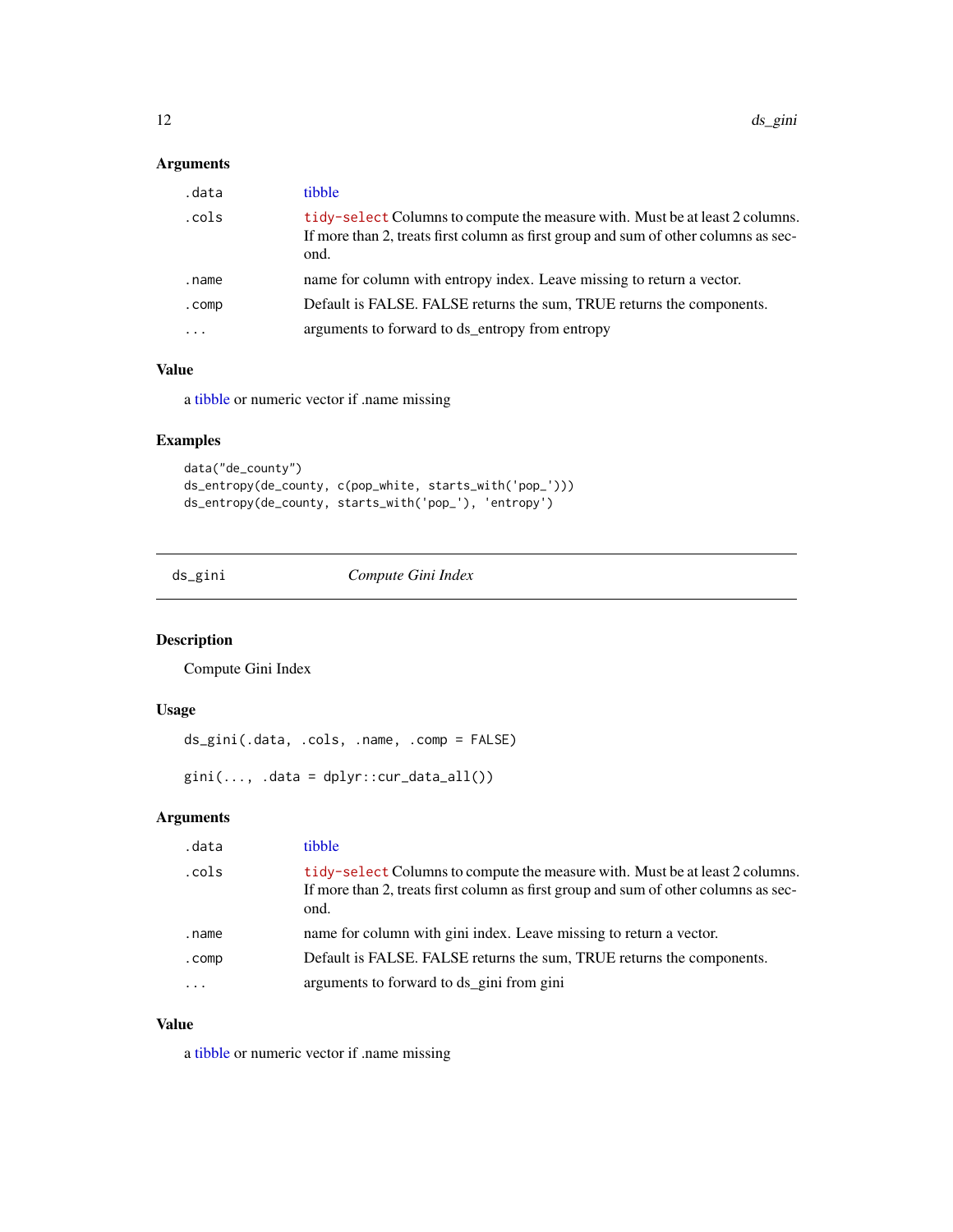### Arguments

| | |
|---|---|
| .data | tibble |
| .cols | tidy-select Columns to compute the measure with. Must be at least 2 columns. If more than 2, treats first column as first group and sum of other columns as second. |
| .name | name for column with entropy index. Leave missing to return a vector. |
| .comp | Default is FALSE. FALSE returns the sum, TRUE returns the components. |
| ... | arguments to forward to ds_entropy from entropy |

### Value

a tibble or numeric vector if .name missing

### Examples

```
data("de_county")
ds_entropy(de_county, c(pop_white, starts_with('pop_')))
ds_entropy(de_county, starts_with('pop_'), 'entropy')
```

---

## ds_gini — *Compute Gini Index*

### Description

Compute Gini Index

### Usage

```
ds_gini(.data, .cols, .name, .comp = FALSE)

gini(..., .data = dplyr::cur_data_all())
```

### Arguments

| | |
|---|---|
| .data | tibble |
| .cols | tidy-select Columns to compute the measure with. Must be at least 2 columns. If more than 2, treats first column as first group and sum of other columns as second. |
| .name | name for column with gini index. Leave missing to return a vector. |
| .comp | Default is FALSE. FALSE returns the sum, TRUE returns the components. |
| ... | arguments to forward to ds_gini from gini |

### Value

a tibble or numeric vector if .name missing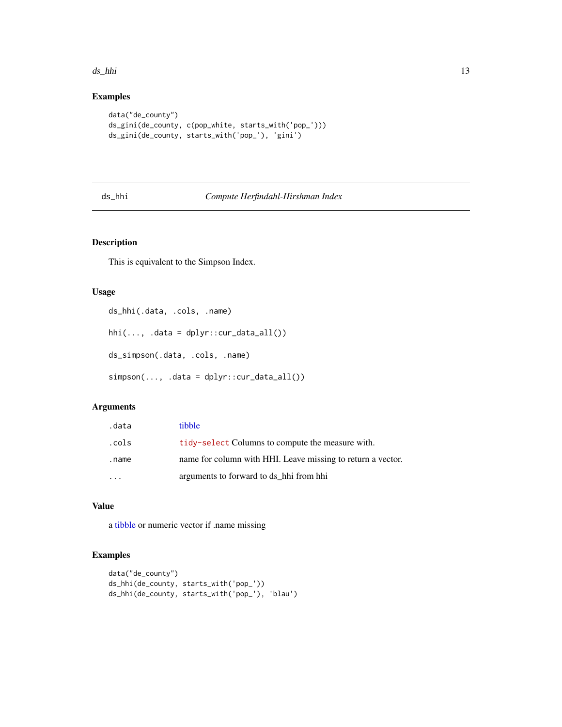## Examples

```
data("de_county")
ds_gini(de_county, c(pop_white, starts_with('pop_')))
ds_gini(de_county, starts_with('pop_'), 'gini')
```

---

# ds_hhi — *Compute Herfindahl-Hirshman Index*

---

## Description

This is equivalent to the Simpson Index.

## Usage

```
ds_hhi(.data, .cols, .name)

hhi(..., .data = dplyr::cur_data_all())

ds_simpson(.data, .cols, .name)

simpson(..., .data = dplyr::cur_data_all())
```

## Arguments

| | |
|---|---|
| `.data` | tibble |
| `.cols` | `tidy-select` Columns to compute the measure with. |
| `.name` | name for column with HHI. Leave missing to return a vector. |
| `...` | arguments to forward to ds_hhi from hhi |

## Value

a tibble or numeric vector if .name missing

## Examples

```
data("de_county")
ds_hhi(de_county, starts_with('pop_'))
ds_hhi(de_county, starts_with('pop_'), 'blau')
```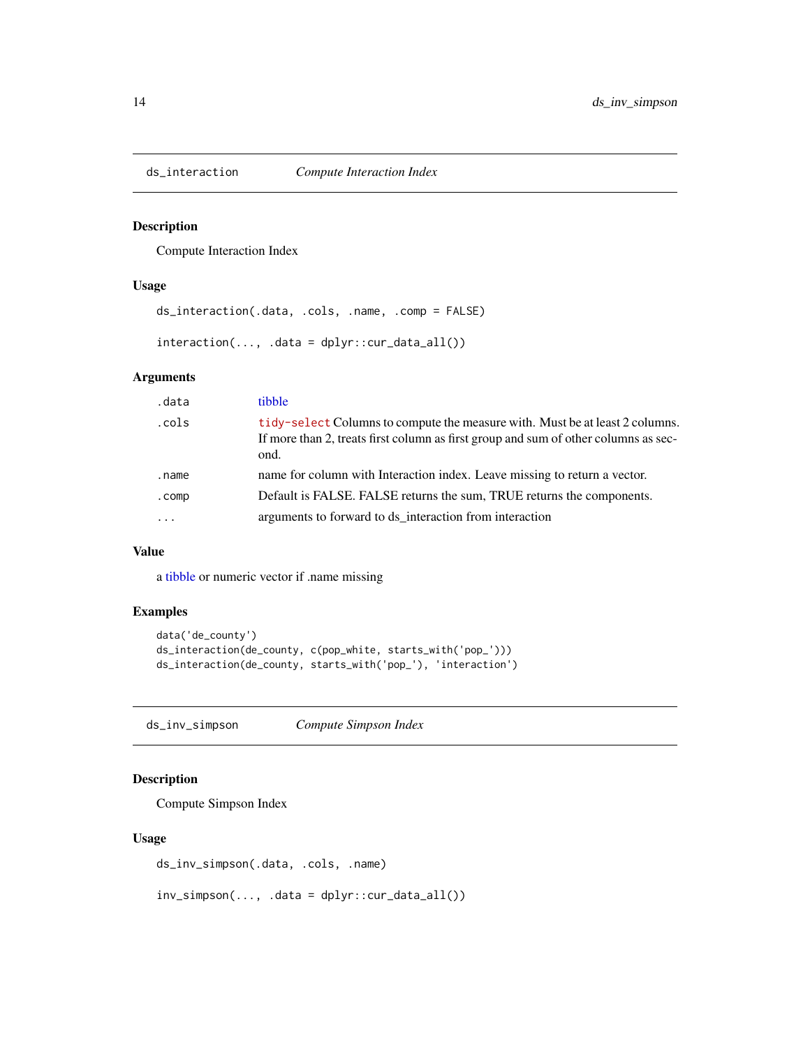## ds_interaction — *Compute Interaction Index*

### Description

Compute Interaction Index

### Usage

```
ds_interaction(.data, .cols, .name, .comp = FALSE)

interaction(..., .data = dplyr::cur_data_all())
```

### Arguments

| | |
|---|---|
| `.data` | tibble |
| `.cols` | `tidy-select` Columns to compute the measure with. Must be at least 2 columns. If more than 2, treats first column as first group and sum of other columns as second. |
| `.name` | name for column with Interaction index. Leave missing to return a vector. |
| `.comp` | Default is FALSE. FALSE returns the sum, TRUE returns the components. |
| `...` | arguments to forward to ds_interaction from interaction |

### Value

a tibble or numeric vector if .name missing

### Examples

```
data('de_county')
ds_interaction(de_county, c(pop_white, starts_with('pop_')))
ds_interaction(de_county, starts_with('pop_'), 'interaction')
```

## ds_inv_simpson — *Compute Simpson Index*

### Description

Compute Simpson Index

### Usage

```
ds_inv_simpson(.data, .cols, .name)

inv_simpson(..., .data = dplyr::cur_data_all())
```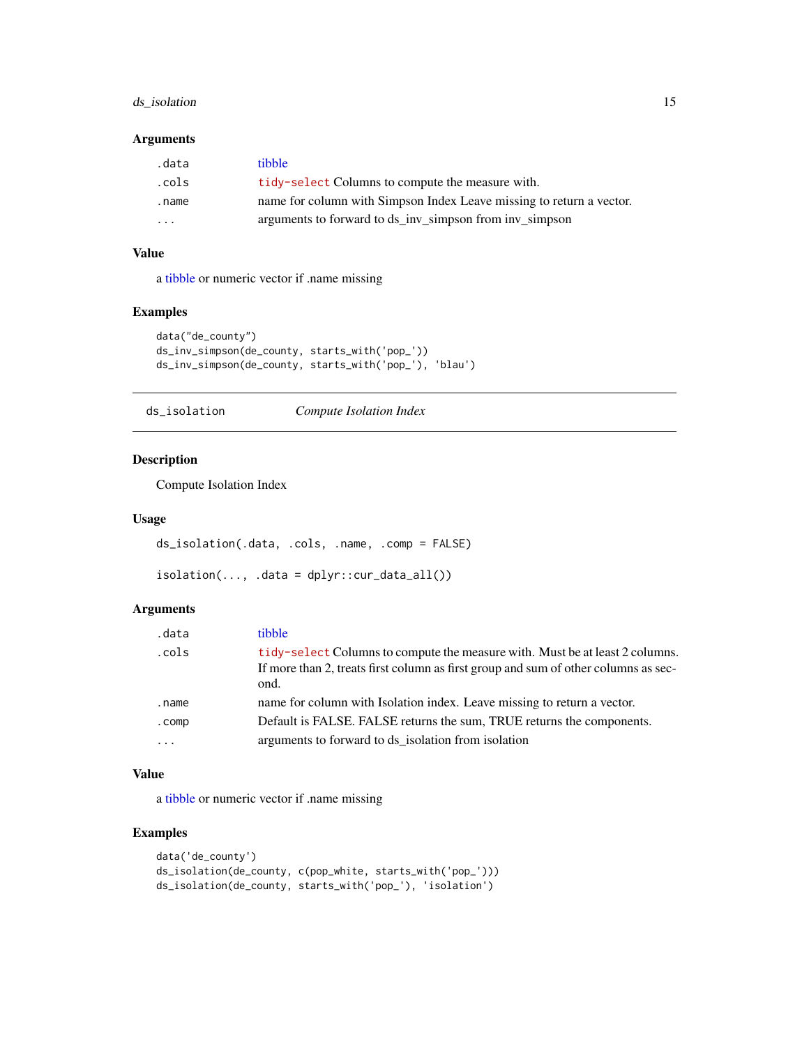## Arguments

| | |
|---|---|
| .data | tibble |
| .cols | tidy-select Columns to compute the measure with. |
| .name | name for column with Simpson Index Leave missing to return a vector. |
| ... | arguments to forward to ds_inv_simpson from inv_simpson |

## Value

a tibble or numeric vector if .name missing

## Examples

```
data("de_county")
ds_inv_simpson(de_county, starts_with('pop_'))
ds_inv_simpson(de_county, starts_with('pop_'), 'blau')
```

---

# ds_isolation *Compute Isolation Index*

---

## Description

Compute Isolation Index

## Usage

```
ds_isolation(.data, .cols, .name, .comp = FALSE)

isolation(..., .data = dplyr::cur_data_all())
```

## Arguments

| | |
|---|---|
| .data | tibble |
| .cols | tidy-select Columns to compute the measure with. Must be at least 2 columns. If more than 2, treats first column as first group and sum of other columns as second. |
| .name | name for column with Isolation index. Leave missing to return a vector. |
| .comp | Default is FALSE. FALSE returns the sum, TRUE returns the components. |
| ... | arguments to forward to ds_isolation from isolation |

## Value

a tibble or numeric vector if .name missing

## Examples

```
data('de_county')
ds_isolation(de_county, c(pop_white, starts_with('pop_')))
ds_isolation(de_county, starts_with('pop_'), 'isolation')
```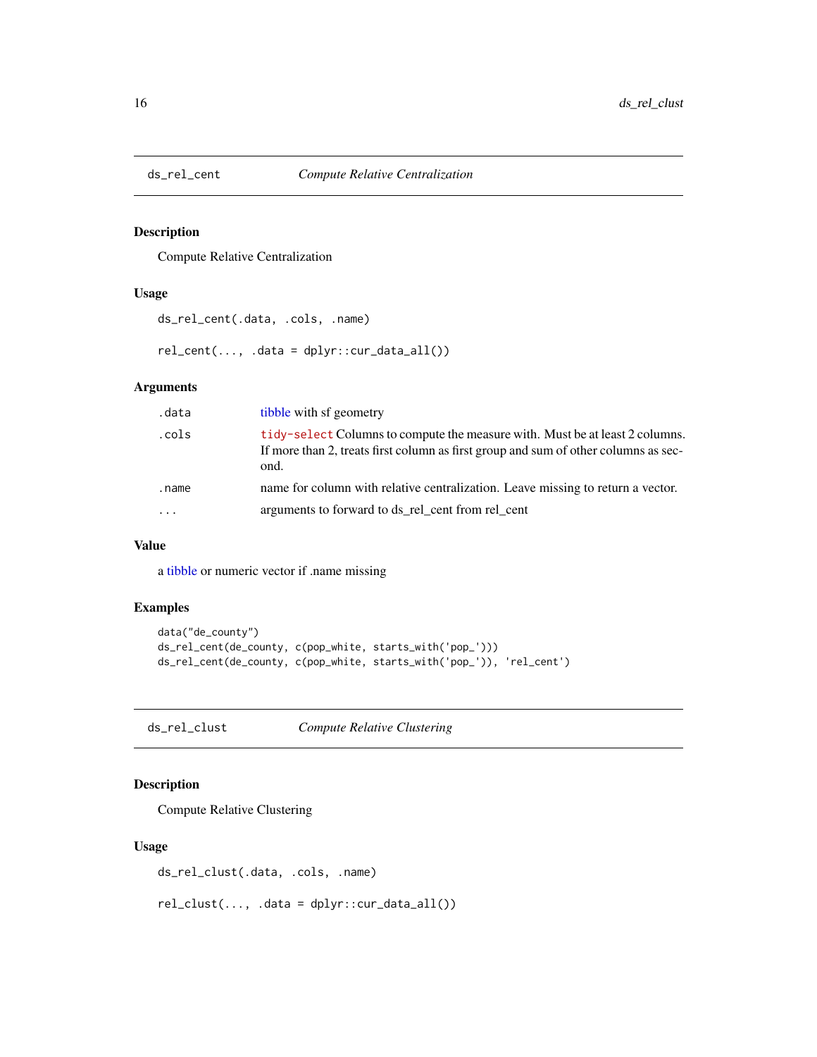## ds_rel_cent — *Compute Relative Centralization*

### Description

Compute Relative Centralization

### Usage

```
ds_rel_cent(.data, .cols, .name)

rel_cent(..., .data = dplyr::cur_data_all())
```

### Arguments

| | |
|---|---|
| .data | tibble with sf geometry |
| .cols | tidy-select Columns to compute the measure with. Must be at least 2 columns. If more than 2, treats first column as first group and sum of other columns as second. |
| .name | name for column with relative centralization. Leave missing to return a vector. |
| ... | arguments to forward to ds_rel_cent from rel_cent |

### Value

a tibble or numeric vector if .name missing

### Examples

```
data("de_county")
ds_rel_cent(de_county, c(pop_white, starts_with('pop_')))
ds_rel_cent(de_county, c(pop_white, starts_with('pop_')), 'rel_cent')
```

## ds_rel_clust — *Compute Relative Clustering*

### Description

Compute Relative Clustering

### Usage

```
ds_rel_clust(.data, .cols, .name)

rel_clust(..., .data = dplyr::cur_data_all())
```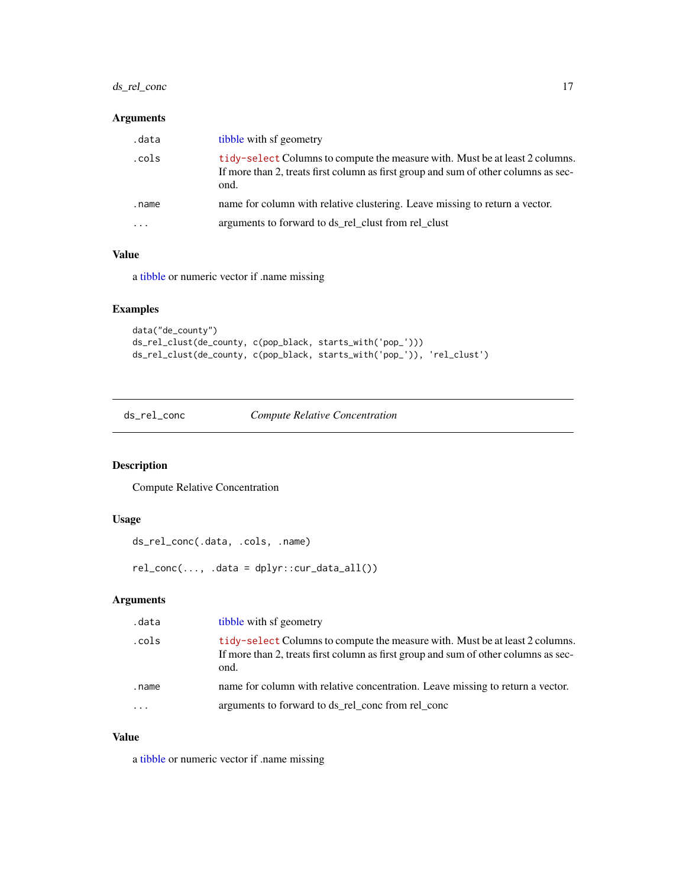## Arguments

| | |
|---|---|
| `.data` | tibble with sf geometry |
| `.cols` | tidy-select Columns to compute the measure with. Must be at least 2 columns. If more than 2, treats first column as first group and sum of other columns as second. |
| `.name` | name for column with relative clustering. Leave missing to return a vector. |
| `...` | arguments to forward to ds_rel_clust from rel_clust |

## Value

a tibble or numeric vector if .name missing

## Examples

```
data("de_county")
ds_rel_clust(de_county, c(pop_black, starts_with('pop_')))
ds_rel_clust(de_county, c(pop_black, starts_with('pop_')), 'rel_clust')
```

---

# ds_rel_conc — *Compute Relative Concentration*

---

## Description

Compute Relative Concentration

## Usage

```
ds_rel_conc(.data, .cols, .name)

rel_conc(..., .data = dplyr::cur_data_all())
```

## Arguments

| | |
|---|---|
| `.data` | tibble with sf geometry |
| `.cols` | tidy-select Columns to compute the measure with. Must be at least 2 columns. If more than 2, treats first column as first group and sum of other columns as second. |
| `.name` | name for column with relative concentration. Leave missing to return a vector. |
| `...` | arguments to forward to ds_rel_conc from rel_conc |

## Value

a tibble or numeric vector if .name missing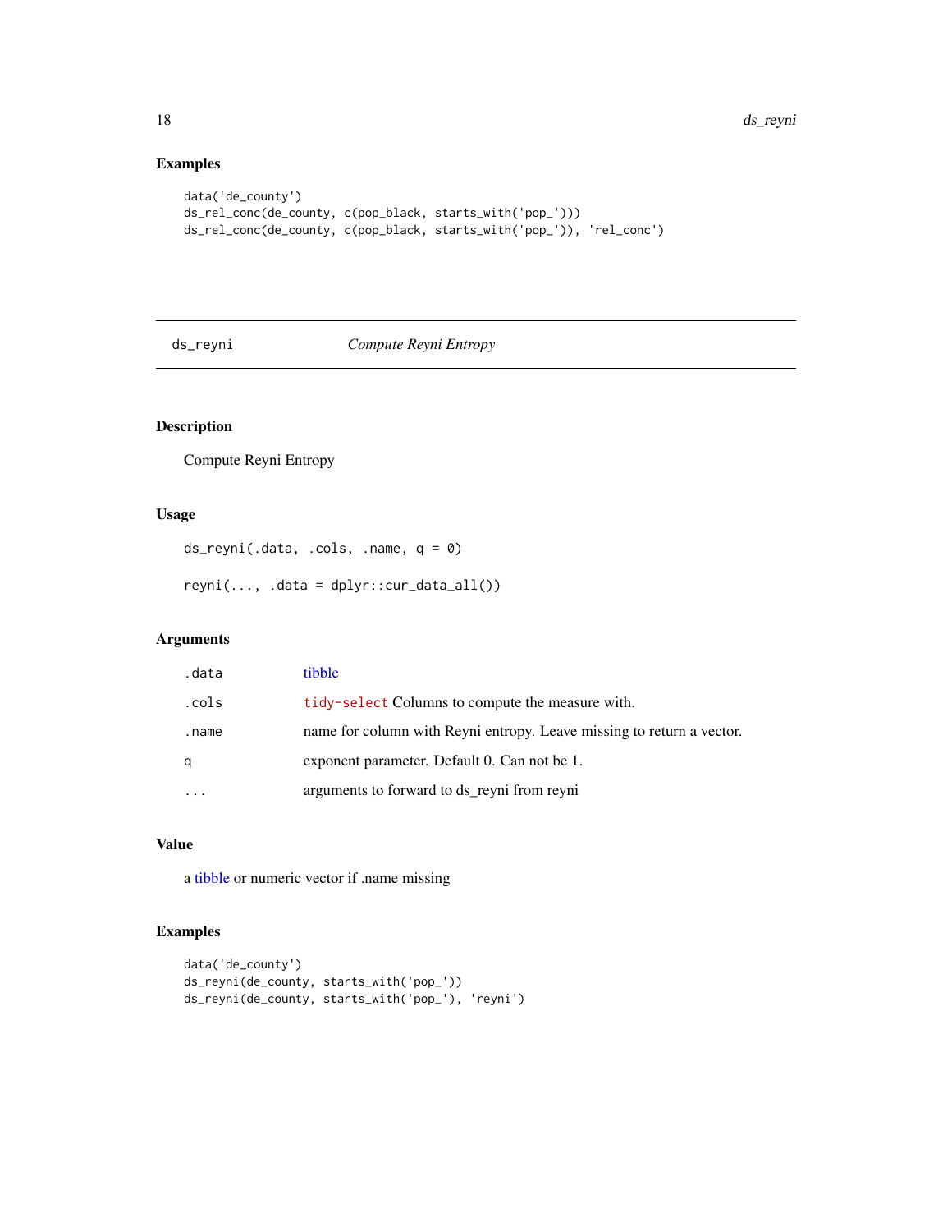### Examples

```
data('de_county')
ds_rel_conc(de_county, c(pop_black, starts_with('pop_')))
ds_rel_conc(de_county, c(pop_black, starts_with('pop_')), 'rel_conc')
```

---

## ds_reyni — *Compute Reyni Entropy*

---

### Description

Compute Reyni Entropy

### Usage

```
ds_reyni(.data, .cols, .name, q = 0)

reyni(..., .data = dplyr::cur_data_all())
```

### Arguments

| | |
|---|---|
| .data | tibble |
| .cols | tidy-select Columns to compute the measure with. |
| .name | name for column with Reyni entropy. Leave missing to return a vector. |
| q | exponent parameter. Default 0. Can not be 1. |
| ... | arguments to forward to ds_reyni from reyni |

### Value

a tibble or numeric vector if .name missing

### Examples

```
data('de_county')
ds_reyni(de_county, starts_with('pop_'))
ds_reyni(de_county, starts_with('pop_'), 'reyni')
```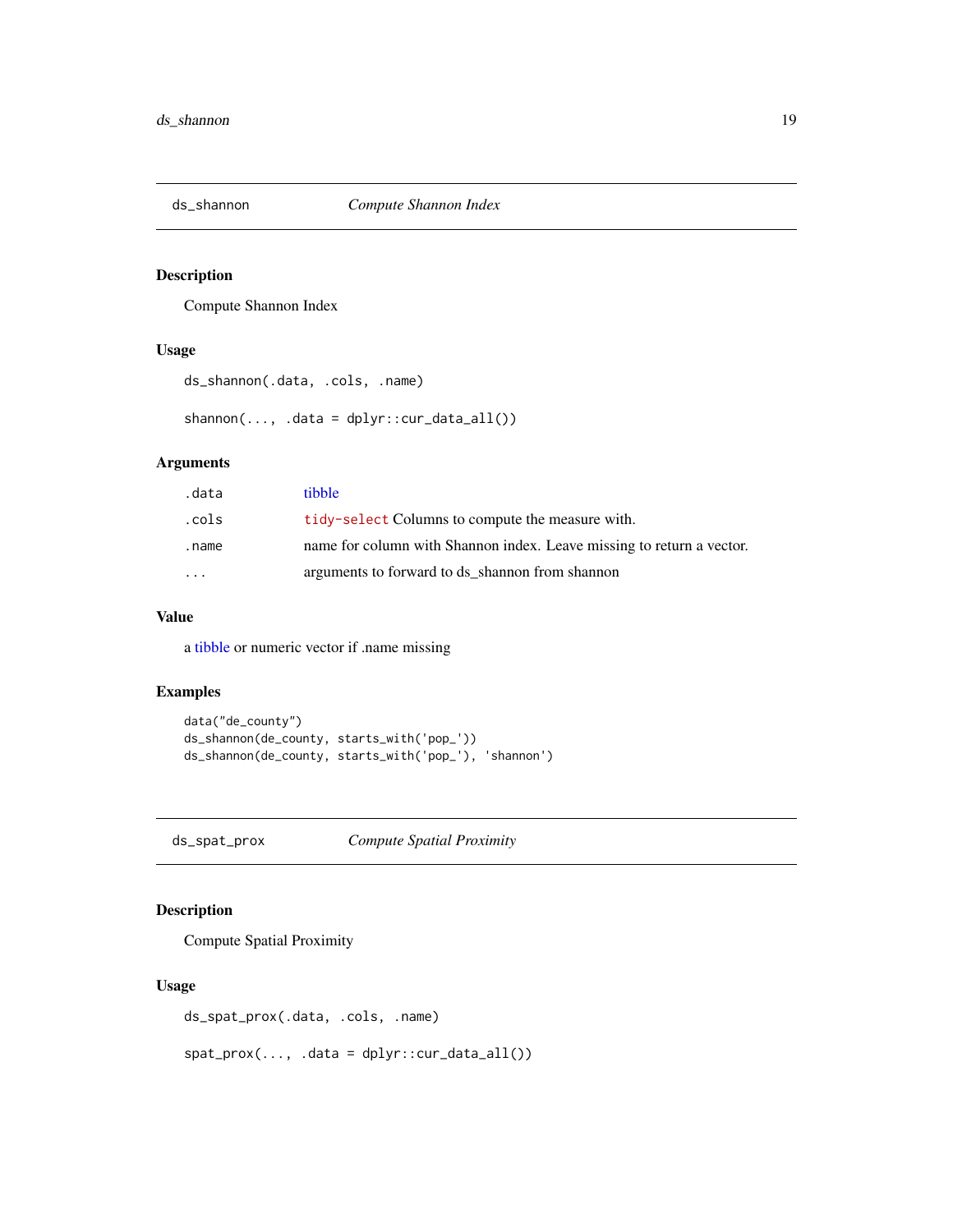## ds_shannon — *Compute Shannon Index*

### Description

Compute Shannon Index

### Usage

```
ds_shannon(.data, .cols, .name)

shannon(..., .data = dplyr::cur_data_all())
```

### Arguments

| | |
|---|---|
| .data | tibble |
| .cols | tidy-select Columns to compute the measure with. |
| .name | name for column with Shannon index. Leave missing to return a vector. |
| ... | arguments to forward to ds_shannon from shannon |

### Value

a tibble or numeric vector if .name missing

### Examples

```
data("de_county")
ds_shannon(de_county, starts_with('pop_'))
ds_shannon(de_county, starts_with('pop_'), 'shannon')
```

## ds_spat_prox — *Compute Spatial Proximity*

### Description

Compute Spatial Proximity

### Usage

```
ds_spat_prox(.data, .cols, .name)

spat_prox(..., .data = dplyr::cur_data_all())
```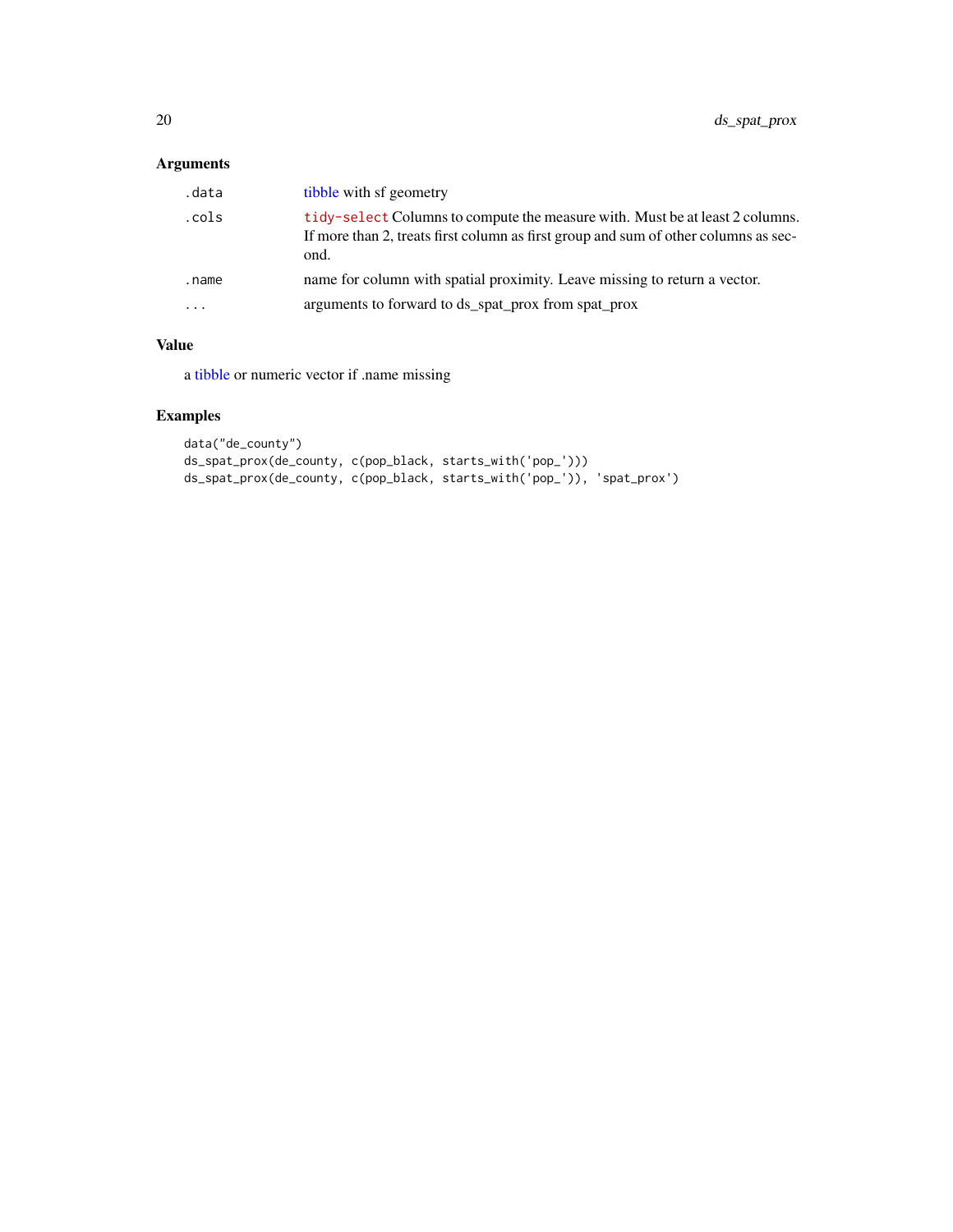## Arguments

| | |
|---|---|
| .data | tibble with sf geometry |
| .cols | tidy-select Columns to compute the measure with. Must be at least 2 columns. If more than 2, treats first column as first group and sum of other columns as second. |
| .name | name for column with spatial proximity. Leave missing to return a vector. |
| ... | arguments to forward to ds_spat_prox from spat_prox |

## Value

a tibble or numeric vector if .name missing

## Examples

```
data("de_county")
ds_spat_prox(de_county, c(pop_black, starts_with('pop_')))
ds_spat_prox(de_county, c(pop_black, starts_with('pop_')), 'spat_prox')
```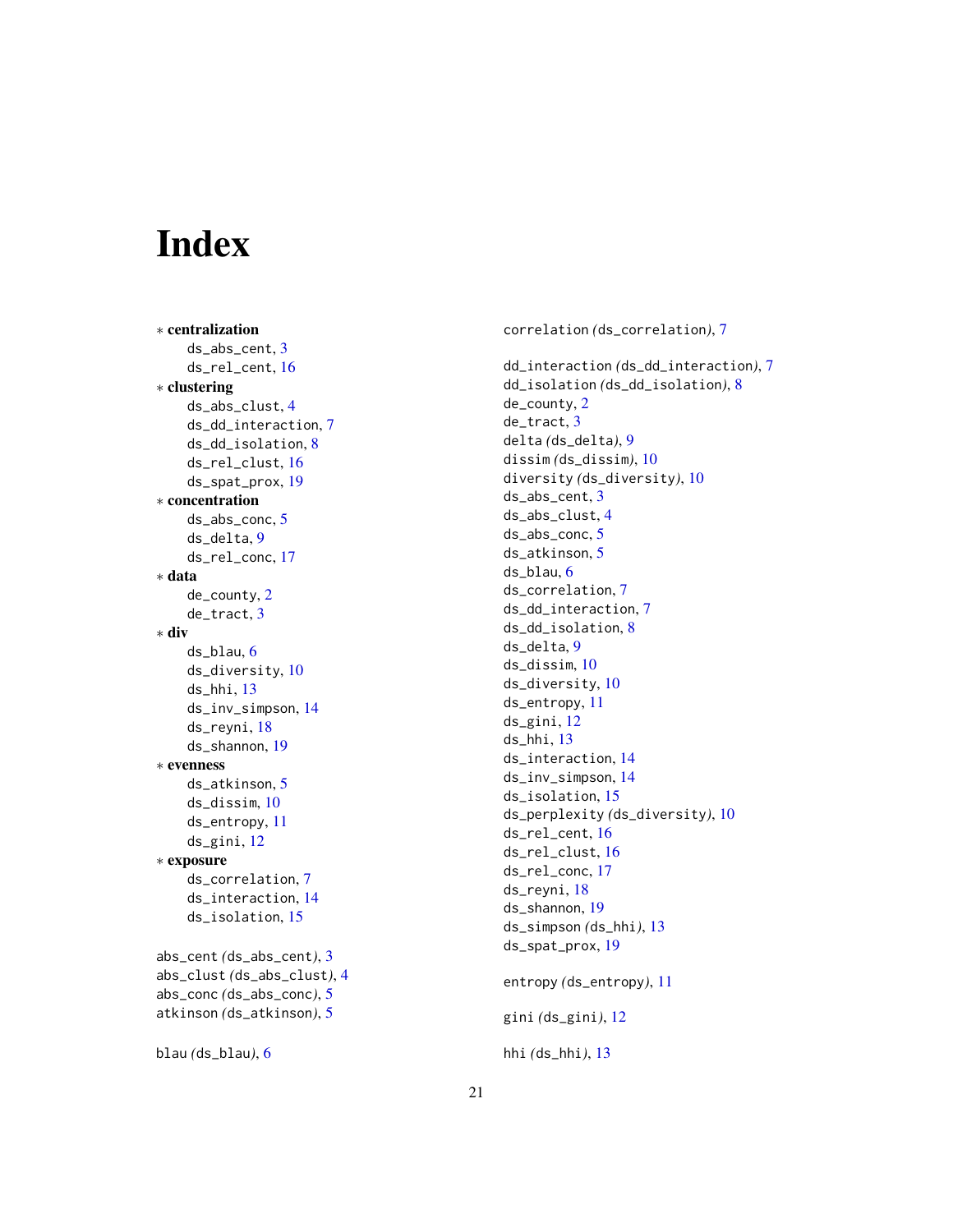# Index

∗ **centralization**
  ds_abs_cent, 3
  ds_rel_cent, 16

∗ **clustering**
  ds_abs_clust, 4
  ds_dd_interaction, 7
  ds_dd_isolation, 8
  ds_rel_clust, 16
  ds_spat_prox, 19

∗ **concentration**
  ds_abs_conc, 5
  ds_delta, 9
  ds_rel_conc, 17

∗ **data**
  de_county, 2
  de_tract, 3

∗ **div**
  ds_blau, 6
  ds_diversity, 10
  ds_hhi, 13
  ds_inv_simpson, 14
  ds_reyni, 18
  ds_shannon, 19

∗ **evenness**
  ds_atkinson, 5
  ds_dissim, 10
  ds_entropy, 11
  ds_gini, 12

∗ **exposure**
  ds_correlation, 7
  ds_interaction, 14
  ds_isolation, 15

abs_cent *(*ds_abs_cent*)*, 3
abs_clust *(*ds_abs_clust*)*, 4
abs_conc *(*ds_abs_conc*)*, 5
atkinson *(*ds_atkinson*)*, 5

blau *(*ds_blau*)*, 6

correlation *(*ds_correlation*)*, 7

dd_interaction *(*ds_dd_interaction*)*, 7
dd_isolation *(*ds_dd_isolation*)*, 8
de_county, 2
de_tract, 3
delta *(*ds_delta*)*, 9
dissim *(*ds_dissim*)*, 10
diversity *(*ds_diversity*)*, 10
ds_abs_cent, 3
ds_abs_clust, 4
ds_abs_conc, 5
ds_atkinson, 5
ds_blau, 6
ds_correlation, 7
ds_dd_interaction, 7
ds_dd_isolation, 8
ds_delta, 9
ds_dissim, 10
ds_diversity, 10
ds_entropy, 11
ds_gini, 12
ds_hhi, 13
ds_interaction, 14
ds_inv_simpson, 14
ds_isolation, 15
ds_perplexity *(*ds_diversity*)*, 10
ds_rel_cent, 16
ds_rel_clust, 16
ds_rel_conc, 17
ds_reyni, 18
ds_shannon, 19
ds_simpson *(*ds_hhi*)*, 13
ds_spat_prox, 19

entropy *(*ds_entropy*)*, 11

gini *(*ds_gini*)*, 12

hhi *(*ds_hhi*)*, 13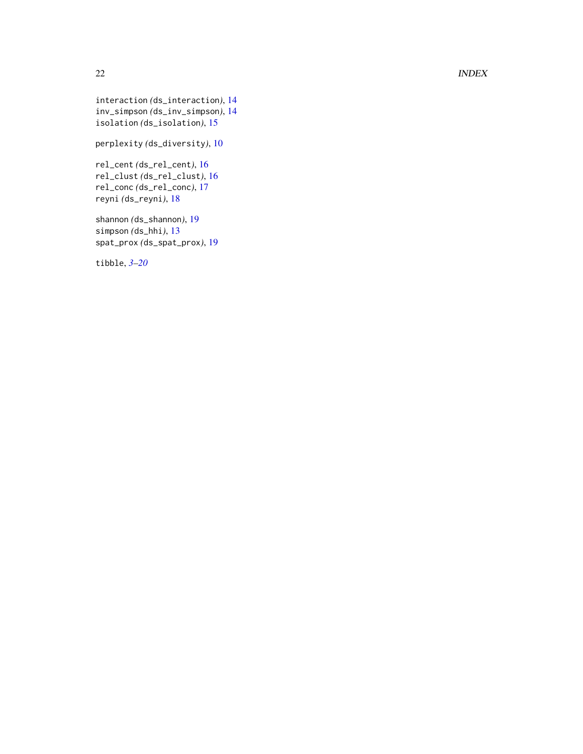interaction *(*ds_interaction*)*, 14
inv_simpson *(*ds_inv_simpson*)*, 14
isolation *(*ds_isolation*)*, 15

perplexity *(*ds_diversity*)*, 10

rel_cent *(*ds_rel_cent*)*, 16
rel_clust *(*ds_rel_clust*)*, 16
rel_conc *(*ds_rel_conc*)*, 17
reyni *(*ds_reyni*)*, 18

shannon *(*ds_shannon*)*, 19
simpson *(*ds_hhi*)*, 13
spat_prox *(*ds_spat_prox*)*, 19

tibble, *3–20*